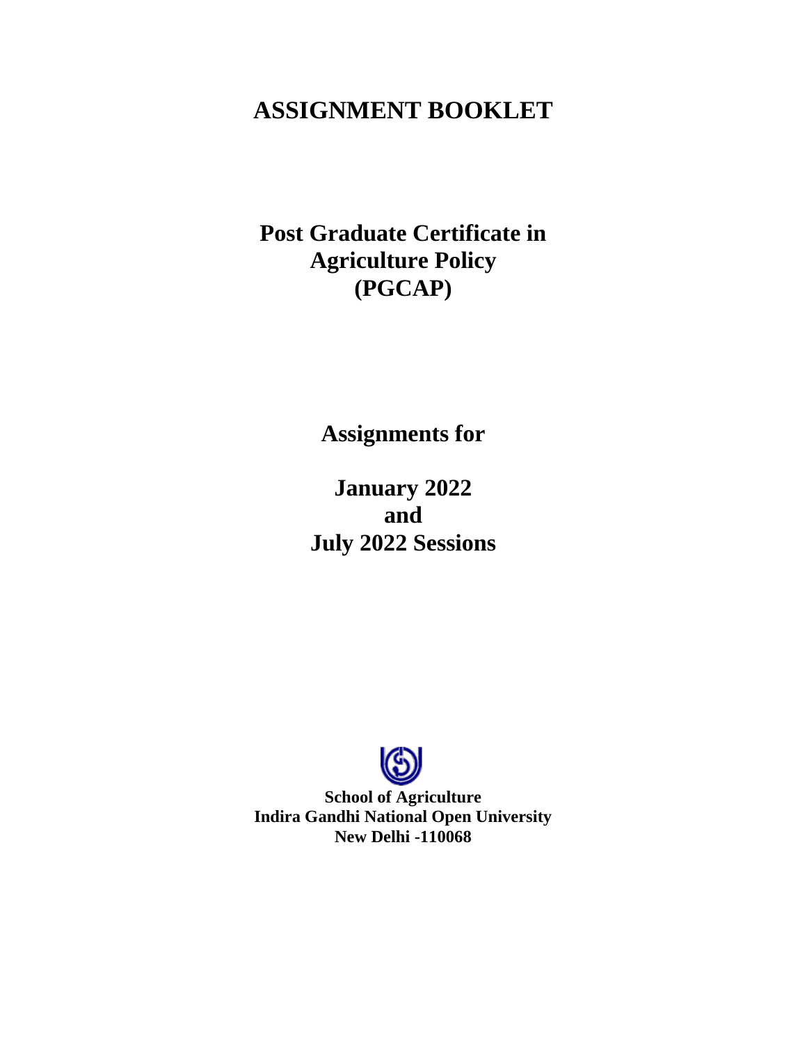# ASSIGNMENT BOOKLET

## Post Graduate Certificate in Agriculture Policy (PGCAP)

**Assignments for**

**January 2022**
**and**
**July 2022 Sessions**

**School of Agriculture**
**Indira Gandhi National Open University**
**New Delhi -110068**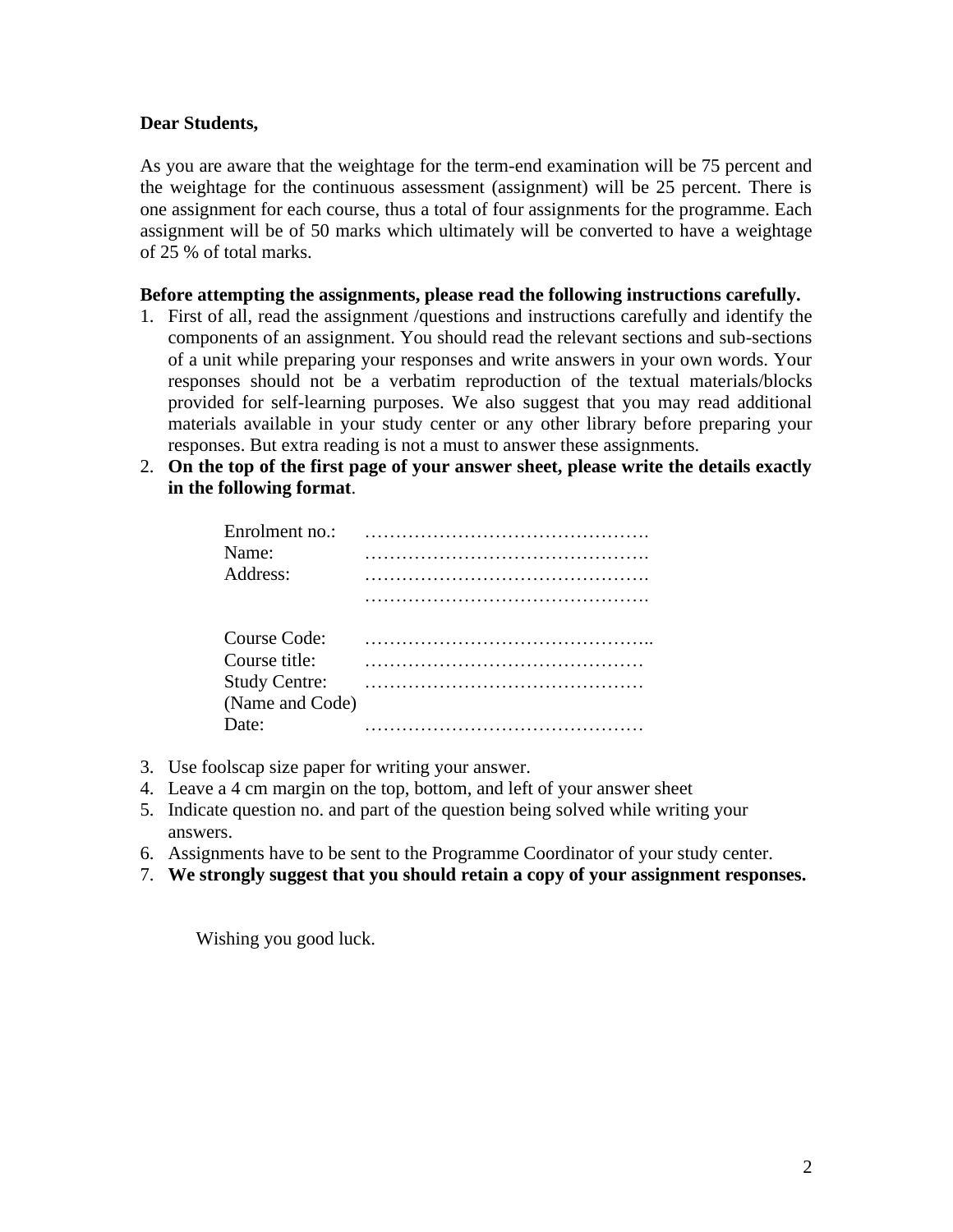**Dear Students,**

As you are aware that the weightage for the term-end examination will be 75 percent and the weightage for the continuous assessment (assignment) will be 25 percent. There is one assignment for each course, thus a total of four assignments for the programme. Each assignment will be of 50 marks which ultimately will be converted to have a weightage of 25 % of total marks.

**Before attempting the assignments, please read the following instructions carefully.**

1. First of all, read the assignment /questions and instructions carefully and identify the components of an assignment. You should read the relevant sections and sub-sections of a unit while preparing your responses and write answers in your own words. Your responses should not be a verbatim reproduction of the textual materials/blocks provided for self-learning purposes. We also suggest that you may read additional materials available in your study center or any other library before preparing your responses. But extra reading is not a must to answer these assignments.
2. **On the top of the first page of your answer sheet, please write the details exactly in the following format**.

   Enrolment no.: ……………………………………….
   Name: ……………………………………….
   Address: ……………………………………….
   ……………………………………….

   Course Code: ………………………………………..
   Course title: ………………………………………
   Study Centre: ………………………………………
   (Name and Code)
   Date: ………………………………………

3. Use foolscap size paper for writing your answer.
4. Leave a 4 cm margin on the top, bottom, and left of your answer sheet
5. Indicate question no. and part of the question being solved while writing your answers.
6. Assignments have to be sent to the Programme Coordinator of your study center.
7. **We strongly suggest that you should retain a copy of your assignment responses.**

Wishing you good luck.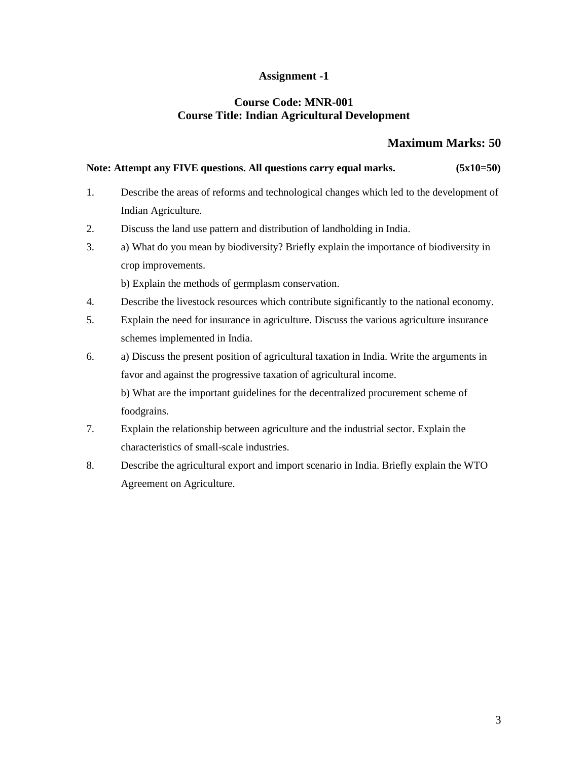# Assignment -1

## Course Code: MNR-001
## Course Title: Indian Agricultural Development

**Maximum Marks: 50**

**Note: Attempt any FIVE questions. All questions carry equal marks. (5x10=50)**

1. Describe the areas of reforms and technological changes which led to the development of Indian Agriculture.
2. Discuss the land use pattern and distribution of landholding in India.
3. a) What do you mean by biodiversity? Briefly explain the importance of biodiversity in crop improvements.

   b) Explain the methods of germplasm conservation.
4. Describe the livestock resources which contribute significantly to the national economy.
5. Explain the need for insurance in agriculture. Discuss the various agriculture insurance schemes implemented in India.
6. a) Discuss the present position of agricultural taxation in India. Write the arguments in favor and against the progressive taxation of agricultural income.

   b) What are the important guidelines for the decentralized procurement scheme of foodgrains.
7. Explain the relationship between agriculture and the industrial sector. Explain the characteristics of small-scale industries.
8. Describe the agricultural export and import scenario in India. Briefly explain the WTO Agreement on Agriculture.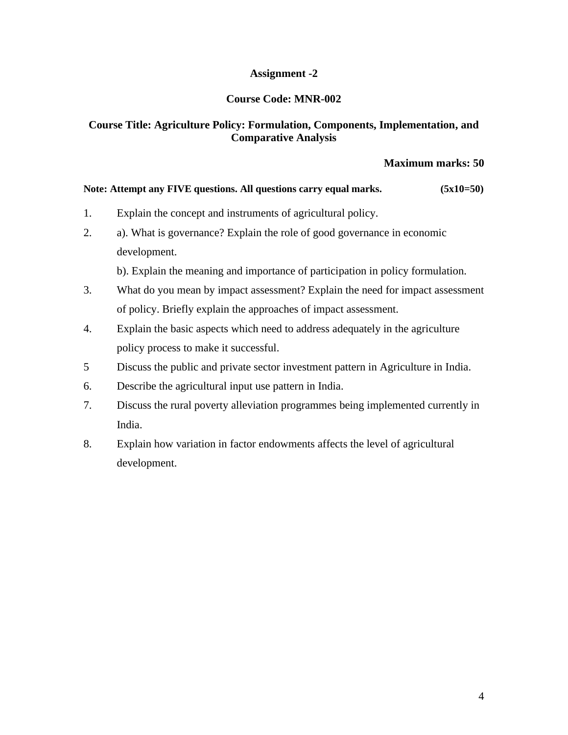**Assignment -2**

**Course Code: MNR-002**

**Course Title: Agriculture Policy: Formulation, Components, Implementation, and Comparative Analysis**

**Maximum marks: 50**

**Note: Attempt any FIVE questions. All questions carry equal marks. (5x10=50)**

1. Explain the concept and instruments of agricultural policy.
2. a). What is governance? Explain the role of good governance in economic development.

   b). Explain the meaning and importance of participation in policy formulation.
3. What do you mean by impact assessment? Explain the need for impact assessment of policy. Briefly explain the approaches of impact assessment.
4. Explain the basic aspects which need to address adequately in the agriculture policy process to make it successful.
5. Discuss the public and private sector investment pattern in Agriculture in India.
6. Describe the agricultural input use pattern in India.
7. Discuss the rural poverty alleviation programmes being implemented currently in India.
8. Explain how variation in factor endowments affects the level of agricultural development.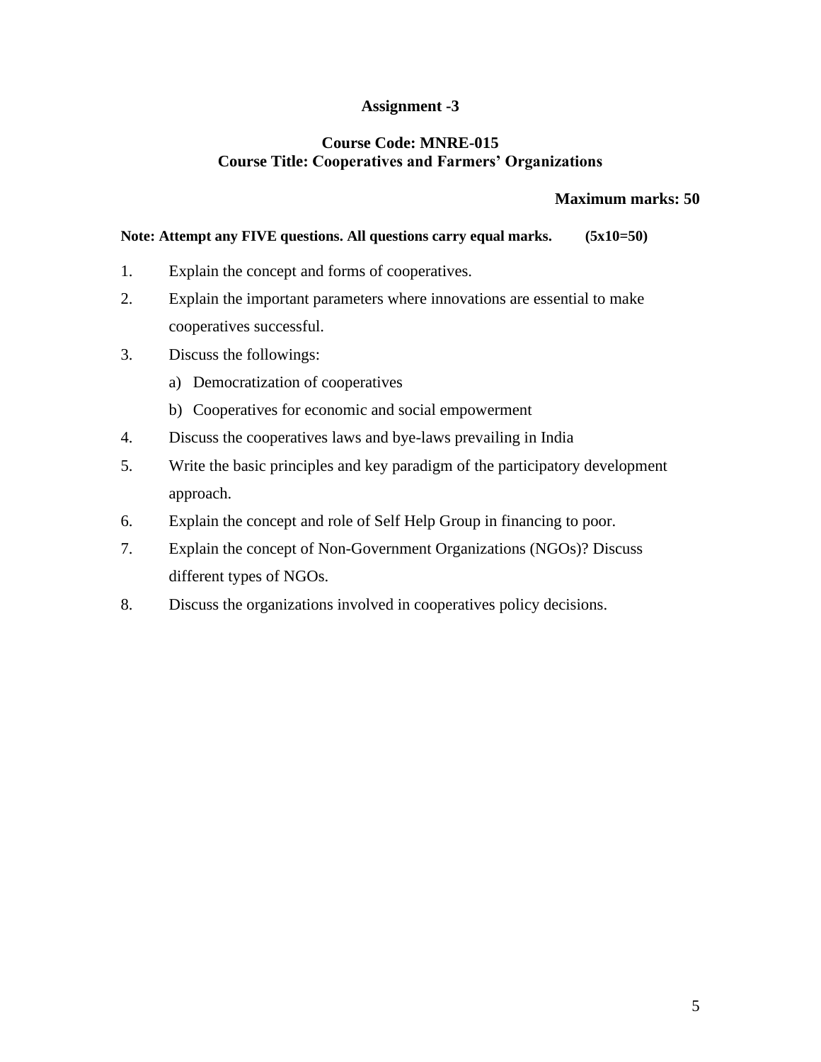## Assignment -3

### Course Code: MNRE-015
### Course Title: Cooperatives and Farmers' Organizations

**Maximum marks: 50**

**Note: Attempt any FIVE questions. All questions carry equal marks. (5x10=50)**

1. Explain the concept and forms of cooperatives.
2. Explain the important parameters where innovations are essential to make cooperatives successful.
3. Discuss the followings:
   a) Democratization of cooperatives
   b) Cooperatives for economic and social empowerment
4. Discuss the cooperatives laws and bye-laws prevailing in India
5. Write the basic principles and key paradigm of the participatory development approach.
6. Explain the concept and role of Self Help Group in financing to poor.
7. Explain the concept of Non-Government Organizations (NGOs)? Discuss different types of NGOs.
8. Discuss the organizations involved in cooperatives policy decisions.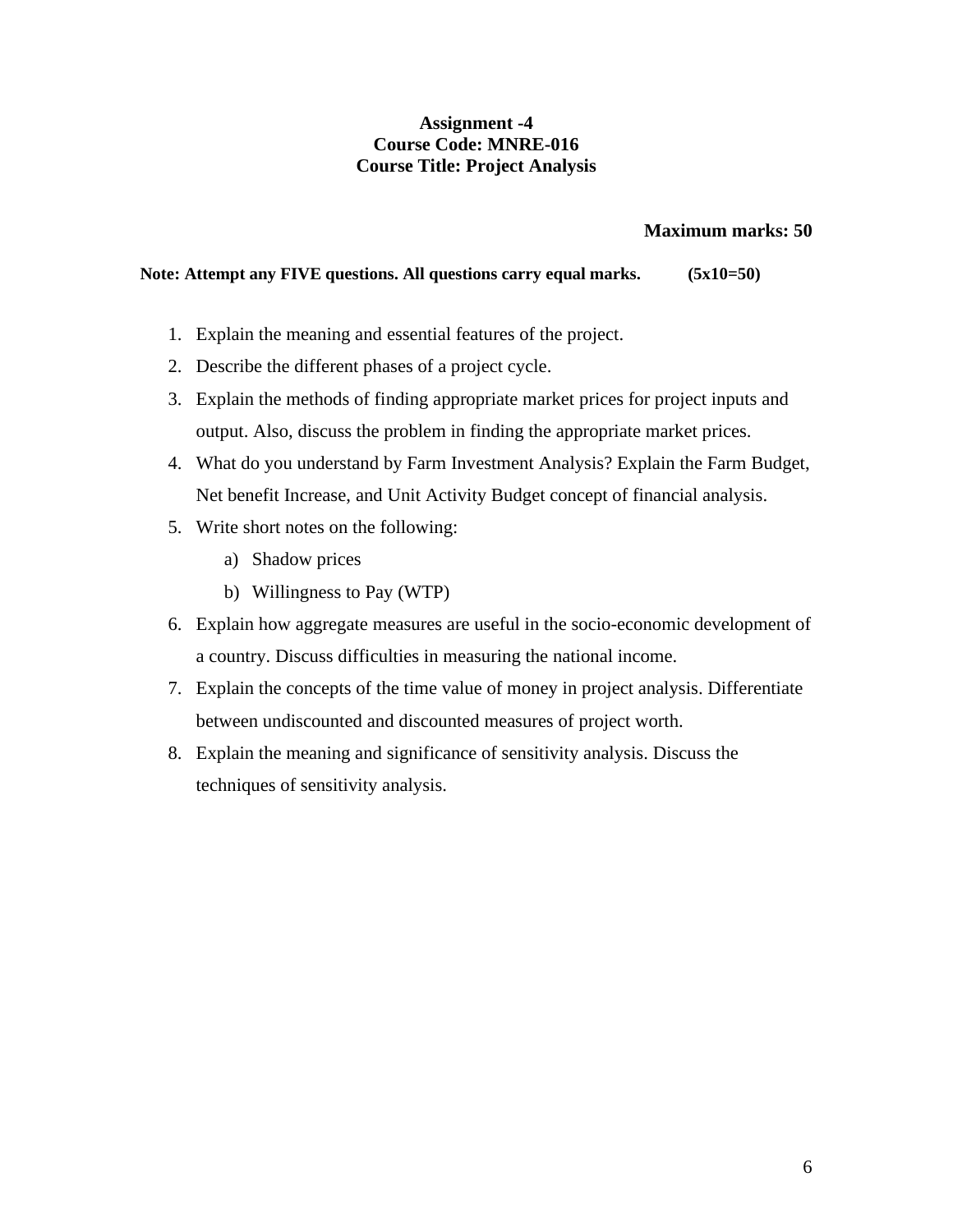**Assignment -4**
**Course Code: MNRE-016**
**Course Title: Project Analysis**

**Maximum marks: 50**

**Note: Attempt any FIVE questions. All questions carry equal marks. (5x10=50)**

1. Explain the meaning and essential features of the project.
2. Describe the different phases of a project cycle.
3. Explain the methods of finding appropriate market prices for project inputs and output. Also, discuss the problem in finding the appropriate market prices.
4. What do you understand by Farm Investment Analysis? Explain the Farm Budget, Net benefit Increase, and Unit Activity Budget concept of financial analysis.
5. Write short notes on the following:
   a) Shadow prices
   b) Willingness to Pay (WTP)
6. Explain how aggregate measures are useful in the socio-economic development of a country. Discuss difficulties in measuring the national income.
7. Explain the concepts of the time value of money in project analysis. Differentiate between undiscounted and discounted measures of project worth.
8. Explain the meaning and significance of sensitivity analysis. Discuss the techniques of sensitivity analysis.